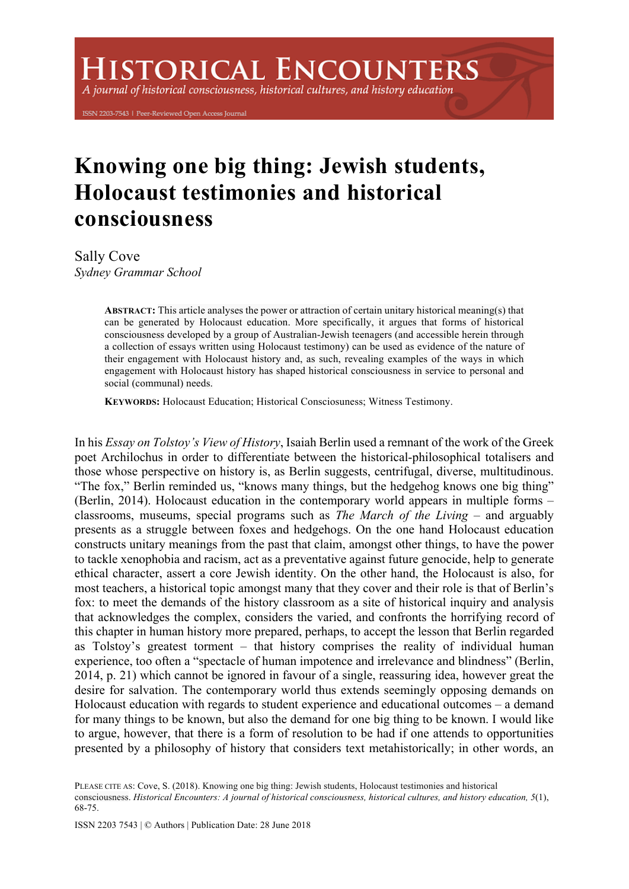# Knowing one big thing: Jewish students, Holocaust testimonies and historical consciousness

Sally Cove
*Sydney Grammar School*

> **ABSTRACT:** This article analyses the power or attraction of certain unitary historical meaning(s) that can be generated by Holocaust education. More specifically, it argues that forms of historical consciousness developed by a group of Australian-Jewish teenagers (and accessible herein through a collection of essays written using Holocaust testimony) can be used as evidence of the nature of their engagement with Holocaust history and, as such, revealing examples of the ways in which engagement with Holocaust history has shaped historical consciousness in service to personal and social (communal) needs.
>
> **KEYWORDS:** Holocaust Education; Historical Consciosuness; Witness Testimony.

In his *Essay on Tolstoy's View of History*, Isaiah Berlin used a remnant of the work of the Greek poet Archilochus in order to differentiate between the historical-philosophical totalisers and those whose perspective on history is, as Berlin suggests, centrifugal, diverse, multitudinous. "The fox," Berlin reminded us, "knows many things, but the hedgehog knows one big thing" (Berlin, 2014). Holocaust education in the contemporary world appears in multiple forms – classrooms, museums, special programs such as *The March of the Living* – and arguably presents as a struggle between foxes and hedgehogs. On the one hand Holocaust education constructs unitary meanings from the past that claim, amongst other things, to have the power to tackle xenophobia and racism, act as a preventative against future genocide, help to generate ethical character, assert a core Jewish identity. On the other hand, the Holocaust is also, for most teachers, a historical topic amongst many that they cover and their role is that of Berlin's fox: to meet the demands of the history classroom as a site of historical inquiry and analysis that acknowledges the complex, considers the varied, and confronts the horrifying record of this chapter in human history more prepared, perhaps, to accept the lesson that Berlin regarded as Tolstoy's greatest torment – that history comprises the reality of individual human experience, too often a "spectacle of human impotence and irrelevance and blindness" (Berlin, 2014, p. 21) which cannot be ignored in favour of a single, reassuring idea, however great the desire for salvation. The contemporary world thus extends seemingly opposing demands on Holocaust education with regards to student experience and educational outcomes – a demand for many things to be known, but also the demand for one big thing to be known. I would like to argue, however, that there is a form of resolution to be had if one attends to opportunities presented by a philosophy of history that considers text metahistorically; in other words, an

PLEASE CITE AS: Cove, S. (2018). Knowing one big thing: Jewish students, Holocaust testimonies and historical consciousness. *Historical Encounters: A journal of historical consciousness, historical cultures, and history education, 5*(1), 68-75.

ISSN 2203 7543 | © Authors | Publication Date: 28 June 2018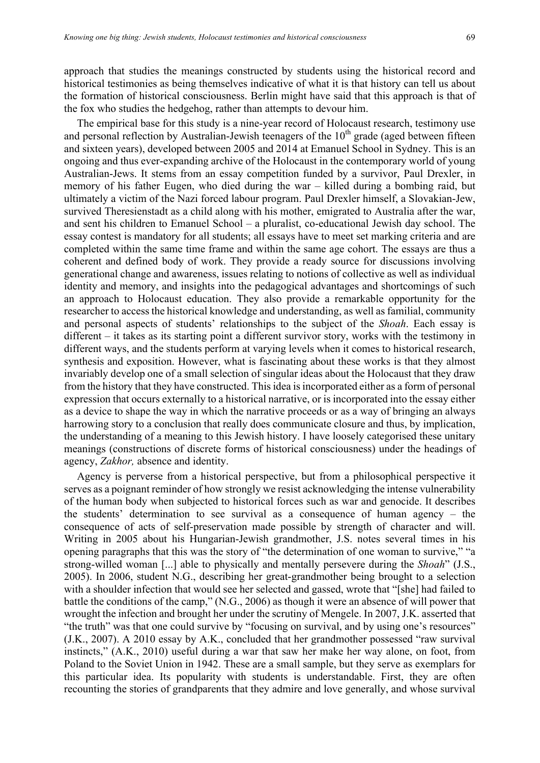approach that studies the meanings constructed by students using the historical record and historical testimonies as being themselves indicative of what it is that history can tell us about the formation of historical consciousness. Berlin might have said that this approach is that of the fox who studies the hedgehog, rather than attempts to devour him.

The empirical base for this study is a nine-year record of Holocaust research, testimony use and personal reflection by Australian-Jewish teenagers of the 10th grade (aged between fifteen and sixteen years), developed between 2005 and 2014 at Emanuel School in Sydney. This is an ongoing and thus ever-expanding archive of the Holocaust in the contemporary world of young Australian-Jews. It stems from an essay competition funded by a survivor, Paul Drexler, in memory of his father Eugen, who died during the war – killed during a bombing raid, but ultimately a victim of the Nazi forced labour program. Paul Drexler himself, a Slovakian-Jew, survived Theresienstadt as a child along with his mother, emigrated to Australia after the war, and sent his children to Emanuel School – a pluralist, co-educational Jewish day school. The essay contest is mandatory for all students; all essays have to meet set marking criteria and are completed within the same time frame and within the same age cohort. The essays are thus a coherent and defined body of work. They provide a ready source for discussions involving generational change and awareness, issues relating to notions of collective as well as individual identity and memory, and insights into the pedagogical advantages and shortcomings of such an approach to Holocaust education. They also provide a remarkable opportunity for the researcher to access the historical knowledge and understanding, as well as familial, community and personal aspects of students' relationships to the subject of the *Shoah*. Each essay is different – it takes as its starting point a different survivor story, works with the testimony in different ways, and the students perform at varying levels when it comes to historical research, synthesis and exposition. However, what is fascinating about these works is that they almost invariably develop one of a small selection of singular ideas about the Holocaust that they draw from the history that they have constructed. This idea is incorporated either as a form of personal expression that occurs externally to a historical narrative, or is incorporated into the essay either as a device to shape the way in which the narrative proceeds or as a way of bringing an always harrowing story to a conclusion that really does communicate closure and thus, by implication, the understanding of a meaning to this Jewish history. I have loosely categorised these unitary meanings (constructions of discrete forms of historical consciousness) under the headings of agency, *Zakhor,* absence and identity.

Agency is perverse from a historical perspective, but from a philosophical perspective it serves as a poignant reminder of how strongly we resist acknowledging the intense vulnerability of the human body when subjected to historical forces such as war and genocide. It describes the students' determination to see survival as a consequence of human agency – the consequence of acts of self-preservation made possible by strength of character and will. Writing in 2005 about his Hungarian-Jewish grandmother, J.S. notes several times in his opening paragraphs that this was the story of "the determination of one woman to survive," "a strong-willed woman [...] able to physically and mentally persevere during the *Shoah*" (J.S., 2005). In 2006, student N.G., describing her great-grandmother being brought to a selection with a shoulder infection that would see her selected and gassed, wrote that "[she] had failed to battle the conditions of the camp," (N.G., 2006) as though it were an absence of will power that wrought the infection and brought her under the scrutiny of Mengele. In 2007, J.K. asserted that "the truth" was that one could survive by "focusing on survival, and by using one's resources" (J.K., 2007). A 2010 essay by A.K., concluded that her grandmother possessed "raw survival instincts," (A.K., 2010) useful during a war that saw her make her way alone, on foot, from Poland to the Soviet Union in 1942. These are a small sample, but they serve as exemplars for this particular idea. Its popularity with students is understandable. First, they are often recounting the stories of grandparents that they admire and love generally, and whose survival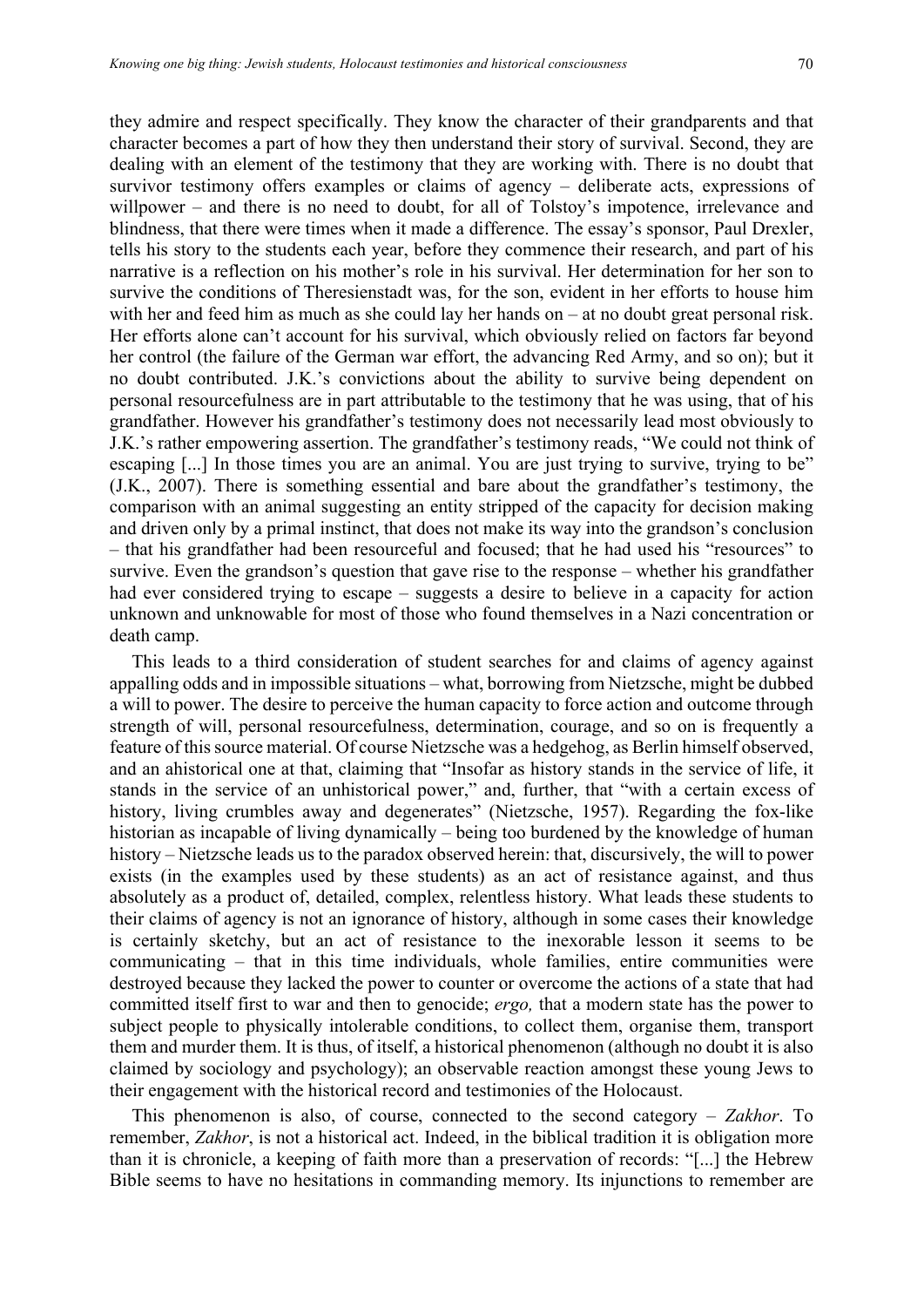they admire and respect specifically. They know the character of their grandparents and that character becomes a part of how they then understand their story of survival. Second, they are dealing with an element of the testimony that they are working with. There is no doubt that survivor testimony offers examples or claims of agency – deliberate acts, expressions of willpower – and there is no need to doubt, for all of Tolstoy's impotence, irrelevance and blindness, that there were times when it made a difference. The essay's sponsor, Paul Drexler, tells his story to the students each year, before they commence their research, and part of his narrative is a reflection on his mother's role in his survival. Her determination for her son to survive the conditions of Theresienstadt was, for the son, evident in her efforts to house him with her and feed him as much as she could lay her hands on – at no doubt great personal risk. Her efforts alone can't account for his survival, which obviously relied on factors far beyond her control (the failure of the German war effort, the advancing Red Army, and so on); but it no doubt contributed. J.K.'s convictions about the ability to survive being dependent on personal resourcefulness are in part attributable to the testimony that he was using, that of his grandfather. However his grandfather's testimony does not necessarily lead most obviously to J.K.'s rather empowering assertion. The grandfather's testimony reads, "We could not think of escaping [...] In those times you are an animal. You are just trying to survive, trying to be" (J.K., 2007). There is something essential and bare about the grandfather's testimony, the comparison with an animal suggesting an entity stripped of the capacity for decision making and driven only by a primal instinct, that does not make its way into the grandson's conclusion – that his grandfather had been resourceful and focused; that he had used his "resources" to survive. Even the grandson's question that gave rise to the response – whether his grandfather had ever considered trying to escape – suggests a desire to believe in a capacity for action unknown and unknowable for most of those who found themselves in a Nazi concentration or death camp.

This leads to a third consideration of student searches for and claims of agency against appalling odds and in impossible situations – what, borrowing from Nietzsche, might be dubbed a will to power. The desire to perceive the human capacity to force action and outcome through strength of will, personal resourcefulness, determination, courage, and so on is frequently a feature of this source material. Of course Nietzsche was a hedgehog, as Berlin himself observed, and an ahistorical one at that, claiming that "Insofar as history stands in the service of life, it stands in the service of an unhistorical power," and, further, that "with a certain excess of history, living crumbles away and degenerates" (Nietzsche, 1957). Regarding the fox-like historian as incapable of living dynamically – being too burdened by the knowledge of human history – Nietzsche leads us to the paradox observed herein: that, discursively, the will to power exists (in the examples used by these students) as an act of resistance against, and thus absolutely as a product of, detailed, complex, relentless history. What leads these students to their claims of agency is not an ignorance of history, although in some cases their knowledge is certainly sketchy, but an act of resistance to the inexorable lesson it seems to be communicating – that in this time individuals, whole families, entire communities were destroyed because they lacked the power to counter or overcome the actions of a state that had committed itself first to war and then to genocide; *ergo,* that a modern state has the power to subject people to physically intolerable conditions, to collect them, organise them, transport them and murder them. It is thus, of itself, a historical phenomenon (although no doubt it is also claimed by sociology and psychology); an observable reaction amongst these young Jews to their engagement with the historical record and testimonies of the Holocaust.

This phenomenon is also, of course, connected to the second category – *Zakhor*. To remember, *Zakhor*, is not a historical act. Indeed, in the biblical tradition it is obligation more than it is chronicle, a keeping of faith more than a preservation of records: "[...] the Hebrew Bible seems to have no hesitations in commanding memory. Its injunctions to remember are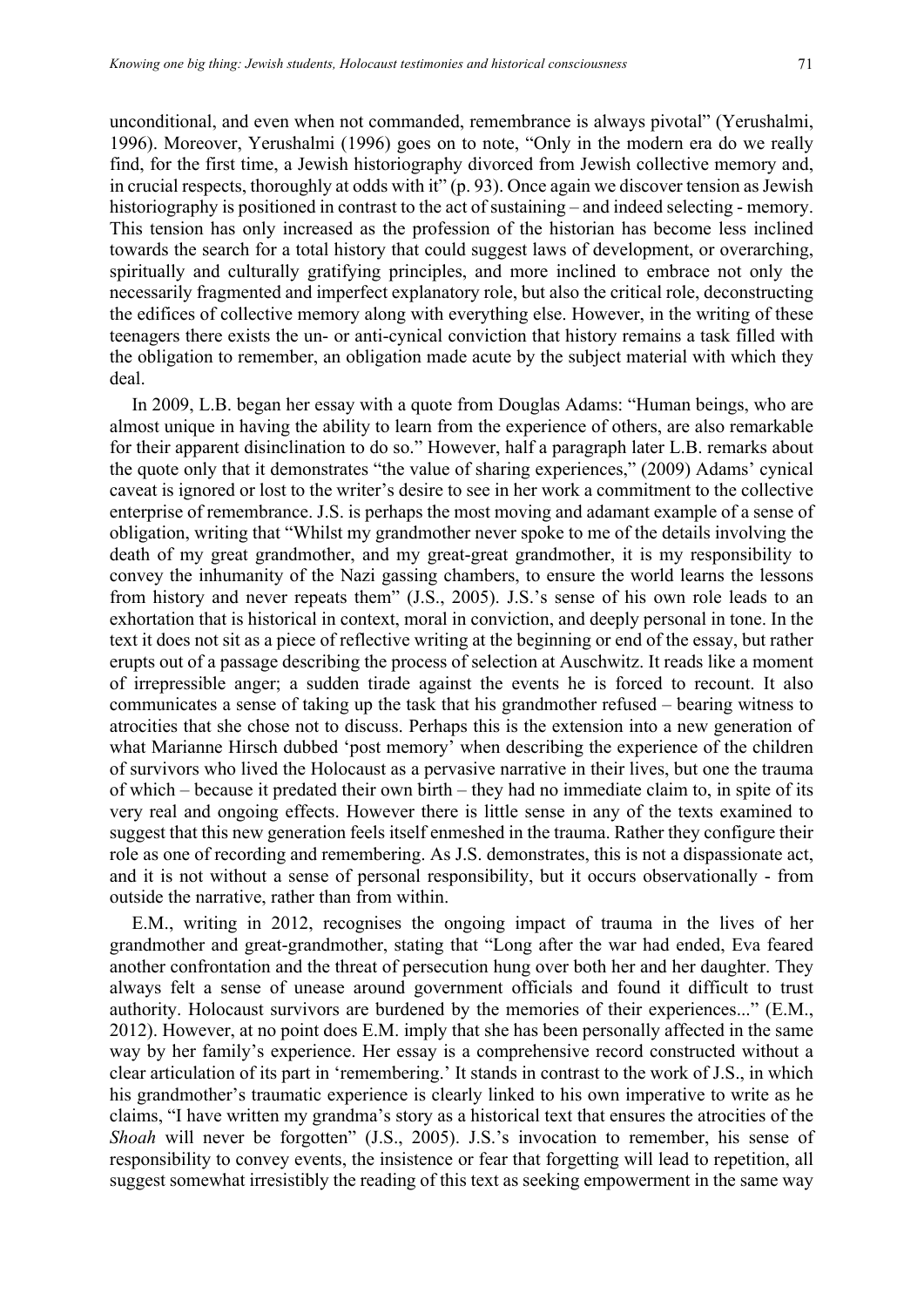unconditional, and even when not commanded, remembrance is always pivotal" (Yerushalmi, 1996). Moreover, Yerushalmi (1996) goes on to note, "Only in the modern era do we really find, for the first time, a Jewish historiography divorced from Jewish collective memory and, in crucial respects, thoroughly at odds with it" (p. 93). Once again we discover tension as Jewish historiography is positioned in contrast to the act of sustaining – and indeed selecting - memory. This tension has only increased as the profession of the historian has become less inclined towards the search for a total history that could suggest laws of development, or overarching, spiritually and culturally gratifying principles, and more inclined to embrace not only the necessarily fragmented and imperfect explanatory role, but also the critical role, deconstructing the edifices of collective memory along with everything else. However, in the writing of these teenagers there exists the un- or anti-cynical conviction that history remains a task filled with the obligation to remember, an obligation made acute by the subject material with which they deal.

In 2009, L.B. began her essay with a quote from Douglas Adams: "Human beings, who are almost unique in having the ability to learn from the experience of others, are also remarkable for their apparent disinclination to do so." However, half a paragraph later L.B. remarks about the quote only that it demonstrates "the value of sharing experiences," (2009) Adams' cynical caveat is ignored or lost to the writer's desire to see in her work a commitment to the collective enterprise of remembrance. J.S. is perhaps the most moving and adamant example of a sense of obligation, writing that "Whilst my grandmother never spoke to me of the details involving the death of my great grandmother, and my great-great grandmother, it is my responsibility to convey the inhumanity of the Nazi gassing chambers, to ensure the world learns the lessons from history and never repeats them" (J.S., 2005). J.S.'s sense of his own role leads to an exhortation that is historical in context, moral in conviction, and deeply personal in tone. In the text it does not sit as a piece of reflective writing at the beginning or end of the essay, but rather erupts out of a passage describing the process of selection at Auschwitz. It reads like a moment of irrepressible anger; a sudden tirade against the events he is forced to recount. It also communicates a sense of taking up the task that his grandmother refused – bearing witness to atrocities that she chose not to discuss. Perhaps this is the extension into a new generation of what Marianne Hirsch dubbed 'post memory' when describing the experience of the children of survivors who lived the Holocaust as a pervasive narrative in their lives, but one the trauma of which – because it predated their own birth – they had no immediate claim to, in spite of its very real and ongoing effects. However there is little sense in any of the texts examined to suggest that this new generation feels itself enmeshed in the trauma. Rather they configure their role as one of recording and remembering. As J.S. demonstrates, this is not a dispassionate act, and it is not without a sense of personal responsibility, but it occurs observationally - from outside the narrative, rather than from within.

E.M., writing in 2012, recognises the ongoing impact of trauma in the lives of her grandmother and great-grandmother, stating that "Long after the war had ended, Eva feared another confrontation and the threat of persecution hung over both her and her daughter. They always felt a sense of unease around government officials and found it difficult to trust authority. Holocaust survivors are burdened by the memories of their experiences..." (E.M., 2012). However, at no point does E.M. imply that she has been personally affected in the same way by her family's experience. Her essay is a comprehensive record constructed without a clear articulation of its part in 'remembering.' It stands in contrast to the work of J.S., in which his grandmother's traumatic experience is clearly linked to his own imperative to write as he claims, "I have written my grandma's story as a historical text that ensures the atrocities of the *Shoah* will never be forgotten" (J.S., 2005). J.S.'s invocation to remember, his sense of responsibility to convey events, the insistence or fear that forgetting will lead to repetition, all suggest somewhat irresistibly the reading of this text as seeking empowerment in the same way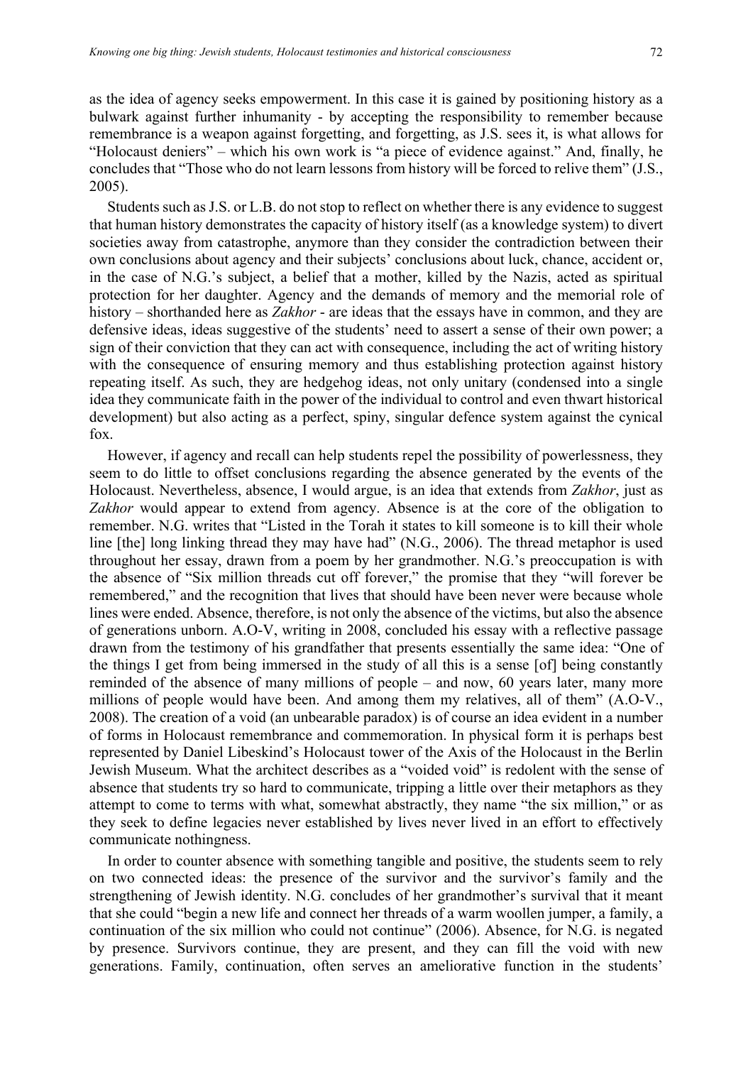as the idea of agency seeks empowerment. In this case it is gained by positioning history as a bulwark against further inhumanity - by accepting the responsibility to remember because remembrance is a weapon against forgetting, and forgetting, as J.S. sees it, is what allows for "Holocaust deniers" – which his own work is "a piece of evidence against." And, finally, he concludes that "Those who do not learn lessons from history will be forced to relive them" (J.S., 2005).

Students such as J.S. or L.B. do not stop to reflect on whether there is any evidence to suggest that human history demonstrates the capacity of history itself (as a knowledge system) to divert societies away from catastrophe, anymore than they consider the contradiction between their own conclusions about agency and their subjects' conclusions about luck, chance, accident or, in the case of N.G.'s subject, a belief that a mother, killed by the Nazis, acted as spiritual protection for her daughter. Agency and the demands of memory and the memorial role of history – shorthanded here as *Zakhor* - are ideas that the essays have in common, and they are defensive ideas, ideas suggestive of the students' need to assert a sense of their own power; a sign of their conviction that they can act with consequence, including the act of writing history with the consequence of ensuring memory and thus establishing protection against history repeating itself. As such, they are hedgehog ideas, not only unitary (condensed into a single idea they communicate faith in the power of the individual to control and even thwart historical development) but also acting as a perfect, spiny, singular defence system against the cynical fox.

However, if agency and recall can help students repel the possibility of powerlessness, they seem to do little to offset conclusions regarding the absence generated by the events of the Holocaust. Nevertheless, absence, I would argue, is an idea that extends from *Zakhor*, just as *Zakhor* would appear to extend from agency. Absence is at the core of the obligation to remember. N.G. writes that "Listed in the Torah it states to kill someone is to kill their whole line [the] long linking thread they may have had" (N.G., 2006). The thread metaphor is used throughout her essay, drawn from a poem by her grandmother. N.G.'s preoccupation is with the absence of "Six million threads cut off forever," the promise that they "will forever be remembered," and the recognition that lives that should have been never were because whole lines were ended. Absence, therefore, is not only the absence of the victims, but also the absence of generations unborn. A.O-V, writing in 2008, concluded his essay with a reflective passage drawn from the testimony of his grandfather that presents essentially the same idea: "One of the things I get from being immersed in the study of all this is a sense [of] being constantly reminded of the absence of many millions of people – and now, 60 years later, many more millions of people would have been. And among them my relatives, all of them" (A.O-V., 2008). The creation of a void (an unbearable paradox) is of course an idea evident in a number of forms in Holocaust remembrance and commemoration. In physical form it is perhaps best represented by Daniel Libeskind's Holocaust tower of the Axis of the Holocaust in the Berlin Jewish Museum. What the architect describes as a "voided void" is redolent with the sense of absence that students try so hard to communicate, tripping a little over their metaphors as they attempt to come to terms with what, somewhat abstractly, they name "the six million," or as they seek to define legacies never established by lives never lived in an effort to effectively communicate nothingness.

In order to counter absence with something tangible and positive, the students seem to rely on two connected ideas: the presence of the survivor and the survivor's family and the strengthening of Jewish identity. N.G. concludes of her grandmother's survival that it meant that she could "begin a new life and connect her threads of a warm woollen jumper, a family, a continuation of the six million who could not continue" (2006). Absence, for N.G. is negated by presence. Survivors continue, they are present, and they can fill the void with new generations. Family, continuation, often serves an ameliorative function in the students'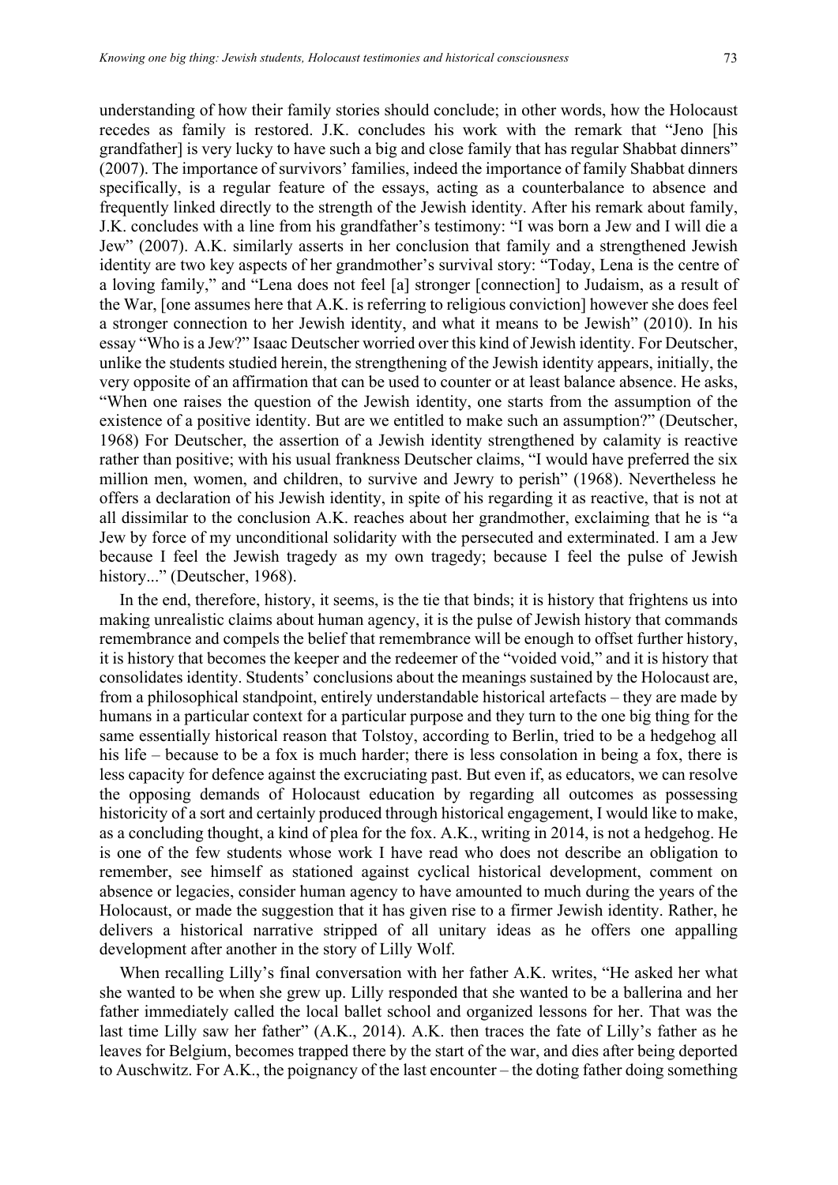understanding of how their family stories should conclude; in other words, how the Holocaust recedes as family is restored. J.K. concludes his work with the remark that "Jeno [his grandfather] is very lucky to have such a big and close family that has regular Shabbat dinners" (2007). The importance of survivors' families, indeed the importance of family Shabbat dinners specifically, is a regular feature of the essays, acting as a counterbalance to absence and frequently linked directly to the strength of the Jewish identity. After his remark about family, J.K. concludes with a line from his grandfather's testimony: "I was born a Jew and I will die a Jew" (2007). A.K. similarly asserts in her conclusion that family and a strengthened Jewish identity are two key aspects of her grandmother's survival story: "Today, Lena is the centre of a loving family," and "Lena does not feel [a] stronger [connection] to Judaism, as a result of the War, [one assumes here that A.K. is referring to religious conviction] however she does feel a stronger connection to her Jewish identity, and what it means to be Jewish" (2010). In his essay "Who is a Jew?" Isaac Deutscher worried over this kind of Jewish identity. For Deutscher, unlike the students studied herein, the strengthening of the Jewish identity appears, initially, the very opposite of an affirmation that can be used to counter or at least balance absence. He asks, "When one raises the question of the Jewish identity, one starts from the assumption of the existence of a positive identity. But are we entitled to make such an assumption?" (Deutscher, 1968) For Deutscher, the assertion of a Jewish identity strengthened by calamity is reactive rather than positive; with his usual frankness Deutscher claims, "I would have preferred the six million men, women, and children, to survive and Jewry to perish" (1968). Nevertheless he offers a declaration of his Jewish identity, in spite of his regarding it as reactive, that is not at all dissimilar to the conclusion A.K. reaches about her grandmother, exclaiming that he is "a Jew by force of my unconditional solidarity with the persecuted and exterminated. I am a Jew because I feel the Jewish tragedy as my own tragedy; because I feel the pulse of Jewish history..." (Deutscher, 1968).

In the end, therefore, history, it seems, is the tie that binds; it is history that frightens us into making unrealistic claims about human agency, it is the pulse of Jewish history that commands remembrance and compels the belief that remembrance will be enough to offset further history, it is history that becomes the keeper and the redeemer of the "voided void," and it is history that consolidates identity. Students' conclusions about the meanings sustained by the Holocaust are, from a philosophical standpoint, entirely understandable historical artefacts – they are made by humans in a particular context for a particular purpose and they turn to the one big thing for the same essentially historical reason that Tolstoy, according to Berlin, tried to be a hedgehog all his life – because to be a fox is much harder; there is less consolation in being a fox, there is less capacity for defence against the excruciating past. But even if, as educators, we can resolve the opposing demands of Holocaust education by regarding all outcomes as possessing historicity of a sort and certainly produced through historical engagement, I would like to make, as a concluding thought, a kind of plea for the fox. A.K., writing in 2014, is not a hedgehog. He is one of the few students whose work I have read who does not describe an obligation to remember, see himself as stationed against cyclical historical development, comment on absence or legacies, consider human agency to have amounted to much during the years of the Holocaust, or made the suggestion that it has given rise to a firmer Jewish identity. Rather, he delivers a historical narrative stripped of all unitary ideas as he offers one appalling development after another in the story of Lilly Wolf.

When recalling Lilly's final conversation with her father A.K. writes, "He asked her what she wanted to be when she grew up. Lilly responded that she wanted to be a ballerina and her father immediately called the local ballet school and organized lessons for her. That was the last time Lilly saw her father" (A.K., 2014). A.K. then traces the fate of Lilly's father as he leaves for Belgium, becomes trapped there by the start of the war, and dies after being deported to Auschwitz. For A.K., the poignancy of the last encounter – the doting father doing something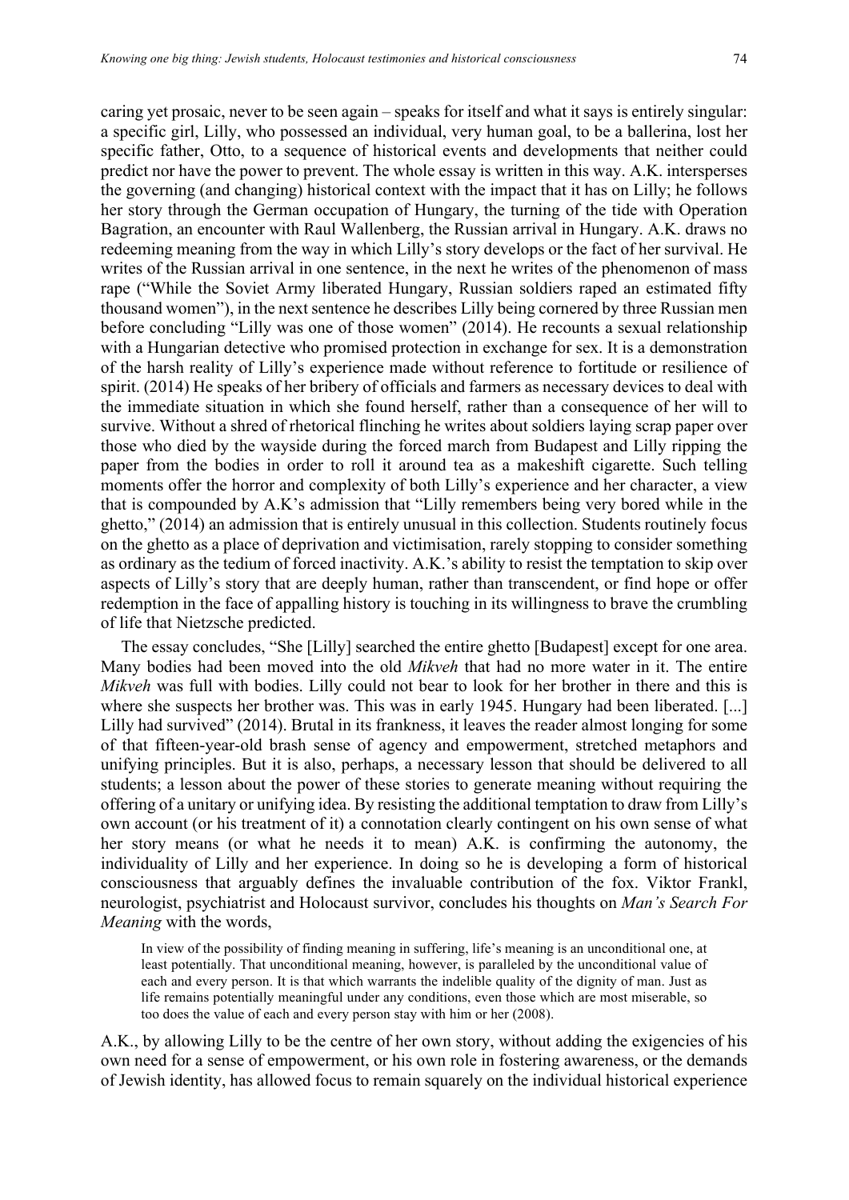caring yet prosaic, never to be seen again – speaks for itself and what it says is entirely singular: a specific girl, Lilly, who possessed an individual, very human goal, to be a ballerina, lost her specific father, Otto, to a sequence of historical events and developments that neither could predict nor have the power to prevent. The whole essay is written in this way. A.K. intersperses the governing (and changing) historical context with the impact that it has on Lilly; he follows her story through the German occupation of Hungary, the turning of the tide with Operation Bagration, an encounter with Raul Wallenberg, the Russian arrival in Hungary. A.K. draws no redeeming meaning from the way in which Lilly's story develops or the fact of her survival. He writes of the Russian arrival in one sentence, in the next he writes of the phenomenon of mass rape ("While the Soviet Army liberated Hungary, Russian soldiers raped an estimated fifty thousand women"), in the next sentence he describes Lilly being cornered by three Russian men before concluding "Lilly was one of those women" (2014). He recounts a sexual relationship with a Hungarian detective who promised protection in exchange for sex. It is a demonstration of the harsh reality of Lilly's experience made without reference to fortitude or resilience of spirit. (2014) He speaks of her bribery of officials and farmers as necessary devices to deal with the immediate situation in which she found herself, rather than a consequence of her will to survive. Without a shred of rhetorical flinching he writes about soldiers laying scrap paper over those who died by the wayside during the forced march from Budapest and Lilly ripping the paper from the bodies in order to roll it around tea as a makeshift cigarette. Such telling moments offer the horror and complexity of both Lilly's experience and her character, a view that is compounded by A.K's admission that "Lilly remembers being very bored while in the ghetto," (2014) an admission that is entirely unusual in this collection. Students routinely focus on the ghetto as a place of deprivation and victimisation, rarely stopping to consider something as ordinary as the tedium of forced inactivity. A.K.'s ability to resist the temptation to skip over aspects of Lilly's story that are deeply human, rather than transcendent, or find hope or offer redemption in the face of appalling history is touching in its willingness to brave the crumbling of life that Nietzsche predicted.

The essay concludes, "She [Lilly] searched the entire ghetto [Budapest] except for one area. Many bodies had been moved into the old *Mikveh* that had no more water in it. The entire *Mikveh* was full with bodies. Lilly could not bear to look for her brother in there and this is where she suspects her brother was. This was in early 1945. Hungary had been liberated. [...] Lilly had survived" (2014). Brutal in its frankness, it leaves the reader almost longing for some of that fifteen-year-old brash sense of agency and empowerment, stretched metaphors and unifying principles. But it is also, perhaps, a necessary lesson that should be delivered to all students; a lesson about the power of these stories to generate meaning without requiring the offering of a unitary or unifying idea. By resisting the additional temptation to draw from Lilly's own account (or his treatment of it) a connotation clearly contingent on his own sense of what her story means (or what he needs it to mean) A.K. is confirming the autonomy, the individuality of Lilly and her experience. In doing so he is developing a form of historical consciousness that arguably defines the invaluable contribution of the fox. Viktor Frankl, neurologist, psychiatrist and Holocaust survivor, concludes his thoughts on *Man's Search For Meaning* with the words,

> In view of the possibility of finding meaning in suffering, life's meaning is an unconditional one, at least potentially. That unconditional meaning, however, is paralleled by the unconditional value of each and every person. It is that which warrants the indelible quality of the dignity of man. Just as life remains potentially meaningful under any conditions, even those which are most miserable, so too does the value of each and every person stay with him or her (2008).

A.K., by allowing Lilly to be the centre of her own story, without adding the exigencies of his own need for a sense of empowerment, or his own role in fostering awareness, or the demands of Jewish identity, has allowed focus to remain squarely on the individual historical experience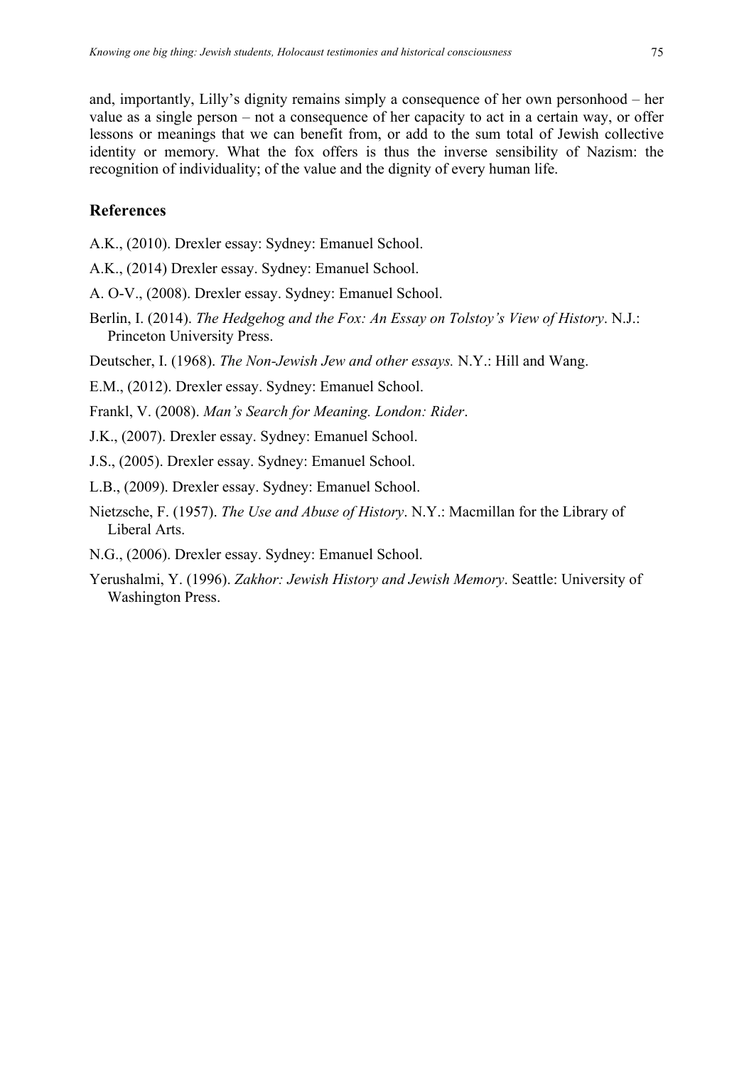and, importantly, Lilly's dignity remains simply a consequence of her own personhood – her value as a single person – not a consequence of her capacity to act in a certain way, or offer lessons or meanings that we can benefit from, or add to the sum total of Jewish collective identity or memory. What the fox offers is thus the inverse sensibility of Nazism: the recognition of individuality; of the value and the dignity of every human life.

## References

A.K., (2010). Drexler essay: Sydney: Emanuel School.

A.K., (2014) Drexler essay. Sydney: Emanuel School.

A. O-V., (2008). Drexler essay. Sydney: Emanuel School.

Berlin, I. (2014). *The Hedgehog and the Fox: An Essay on Tolstoy's View of History*. N.J.: Princeton University Press.

Deutscher, I. (1968). *The Non-Jewish Jew and other essays.* N.Y.: Hill and Wang.

E.M., (2012). Drexler essay. Sydney: Emanuel School.

Frankl, V. (2008). *Man's Search for Meaning. London: Rider*.

J.K., (2007). Drexler essay. Sydney: Emanuel School.

J.S., (2005). Drexler essay. Sydney: Emanuel School.

L.B., (2009). Drexler essay. Sydney: Emanuel School.

Nietzsche, F. (1957). *The Use and Abuse of History*. N.Y.: Macmillan for the Library of Liberal Arts.

N.G., (2006). Drexler essay. Sydney: Emanuel School.

Yerushalmi, Y. (1996). *Zakhor: Jewish History and Jewish Memory*. Seattle: University of Washington Press.